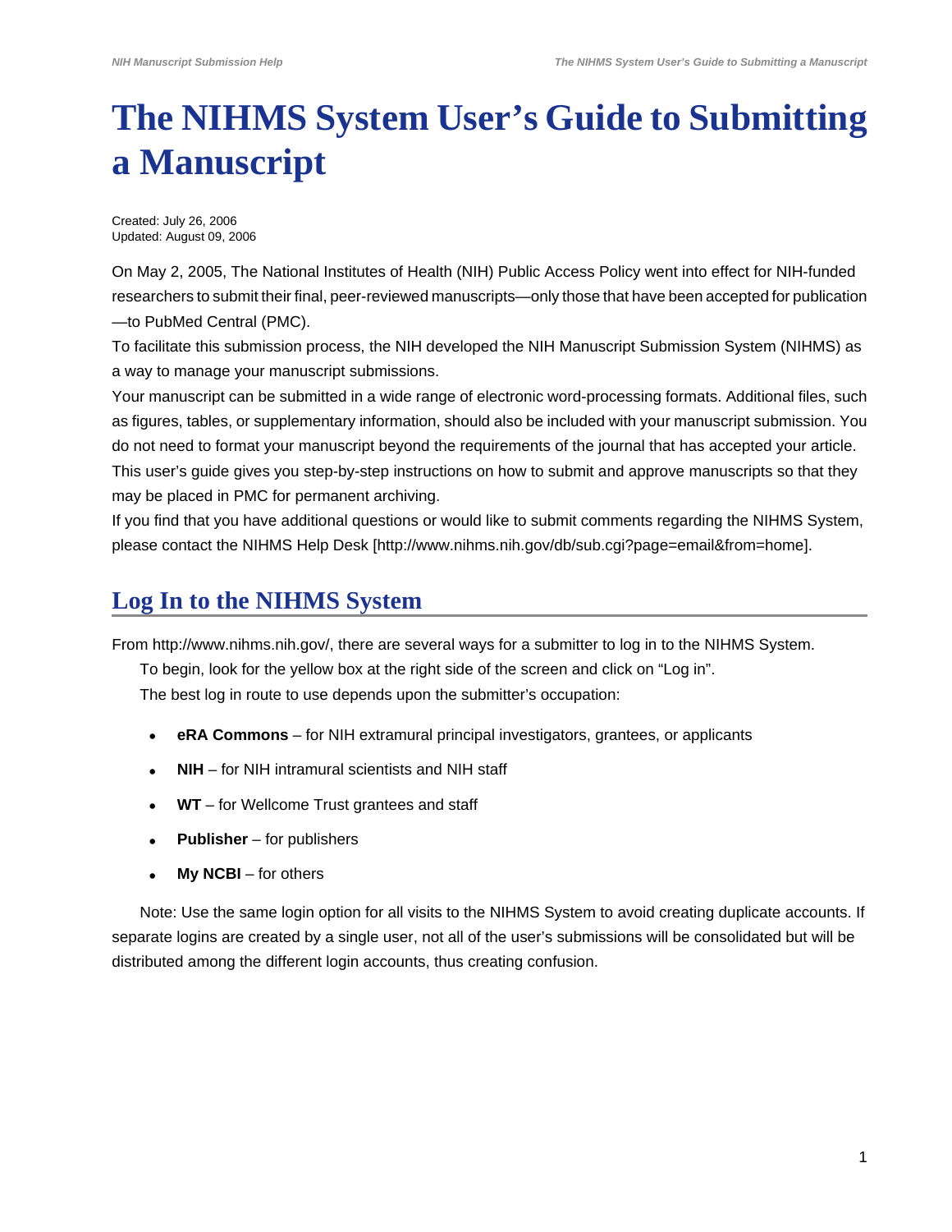# The NIHMS System User's Guide to Submitting a Manuscript

Created: July 26, 2006
Updated: August 09, 2006

On May 2, 2005, The National Institutes of Health (NIH) Public Access Policy went into effect for NIH-funded researchers to submit their final, peer-reviewed manuscripts—only those that have been accepted for publication—to PubMed Central (PMC).

To facilitate this submission process, the NIH developed the NIH Manuscript Submission System (NIHMS) as a way to manage your manuscript submissions.

Your manuscript can be submitted in a wide range of electronic word-processing formats. Additional files, such as figures, tables, or supplementary information, should also be included with your manuscript submission. You do not need to format your manuscript beyond the requirements of the journal that has accepted your article.

This user's guide gives you step-by-step instructions on how to submit and approve manuscripts so that they may be placed in PMC for permanent archiving.

If you find that you have additional questions or would like to submit comments regarding the NIHMS System, please contact the NIHMS Help Desk [http://www.nihms.nih.gov/db/sub.cgi?page=email&from=home].

## Log In to the NIHMS System

From http://www.nihms.nih.gov/, there are several ways for a submitter to log in to the NIHMS System.

To begin, look for the yellow box at the right side of the screen and click on "Log in".

The best log in route to use depends upon the submitter's occupation:

- **eRA Commons** – for NIH extramural principal investigators, grantees, or applicants
- **NIH** – for NIH intramural scientists and NIH staff
- **WT** – for Wellcome Trust grantees and staff
- **Publisher** – for publishers
- **My NCBI** – for others

Note: Use the same login option for all visits to the NIHMS System to avoid creating duplicate accounts. If separate logins are created by a single user, not all of the user's submissions will be consolidated but will be distributed among the different login accounts, thus creating confusion.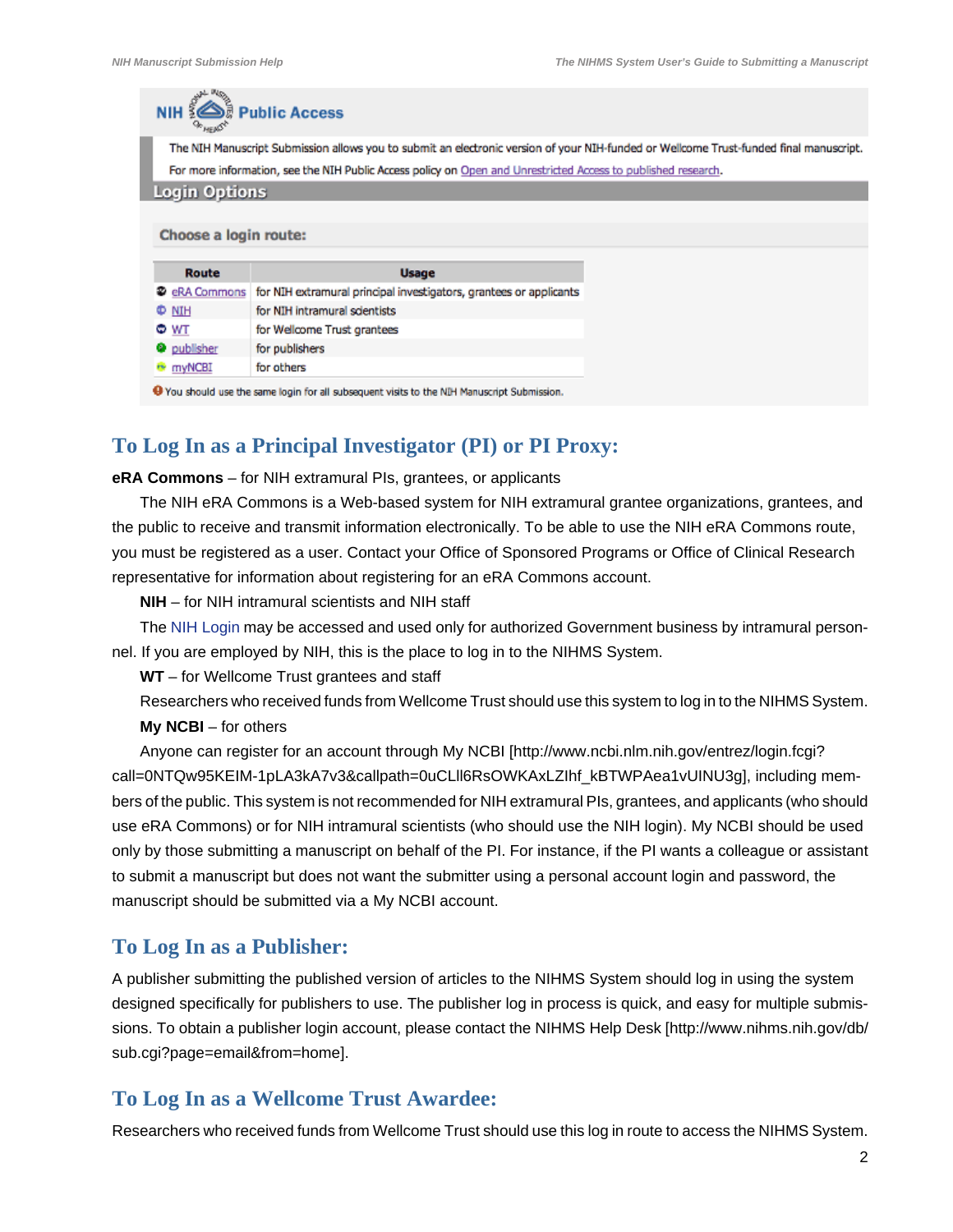NIH Public Access

The NIH Manuscript Submission allows you to submit an electronic version of your NIH-funded or Wellcome Trust-funded final manuscript.
For more information, see the NIH Public Access policy on Open and Unrestricted Access to published research.

**Login Options**

**Choose a login route:**

| Route | Usage |
| --- | --- |
| eRA Commons | for NIH extramural principal investigators, grantees or applicants |
| NIH | for NIH intramural scientists |
| WT | for Wellcome Trust grantees |
| publisher | for publishers |
| myNCBI | for others |

You should use the same login for all subsequent visits to the NIH Manuscript Submission.

## To Log In as a Principal Investigator (PI) or PI Proxy:

**eRA Commons** – for NIH extramural PIs, grantees, or applicants

The NIH eRA Commons is a Web-based system for NIH extramural grantee organizations, grantees, and the public to receive and transmit information electronically. To be able to use the NIH eRA Commons route, you must be registered as a user. Contact your Office of Sponsored Programs or Office of Clinical Research representative for information about registering for an eRA Commons account.

**NIH** – for NIH intramural scientists and NIH staff

The NIH Login may be accessed and used only for authorized Government business by intramural personnel. If you are employed by NIH, this is the place to log in to the NIHMS System.

**WT** – for Wellcome Trust grantees and staff

Researchers who received funds from Wellcome Trust should use this system to log in to the NIHMS System.

**My NCBI** – for others

Anyone can register for an account through My NCBI [http://www.ncbi.nlm.nih.gov/entrez/login.fcgi?call=0NTQw95KEIM-1pLA3kA7v3&callpath=0uCLll6RsOWKAxLZIhf_kBTWPAea1vUINU3g], including members of the public. This system is not recommended for NIH extramural PIs, grantees, and applicants (who should use eRA Commons) or for NIH intramural scientists (who should use the NIH login). My NCBI should be used only by those submitting a manuscript on behalf of the PI. For instance, if the PI wants a colleague or assistant to submit a manuscript but does not want the submitter using a personal account login and password, the manuscript should be submitted via a My NCBI account.

## To Log In as a Publisher:

A publisher submitting the published version of articles to the NIHMS System should log in using the system designed specifically for publishers to use. The publisher log in process is quick, and easy for multiple submissions. To obtain a publisher login account, please contact the NIHMS Help Desk [http://www.nihms.nih.gov/db/sub.cgi?page=email&from=home].

## To Log In as a Wellcome Trust Awardee:

Researchers who received funds from Wellcome Trust should use this log in route to access the NIHMS System.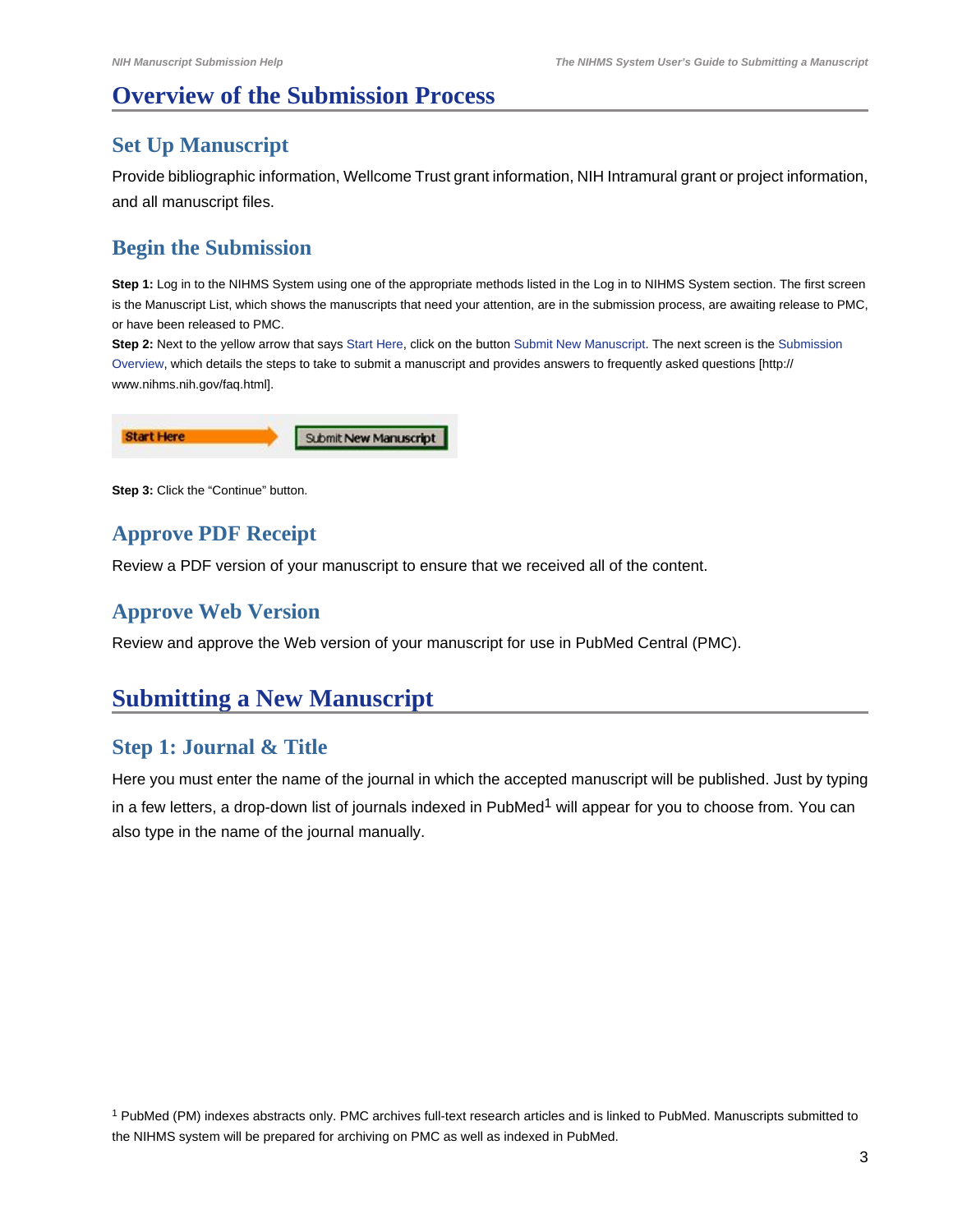# Overview of the Submission Process

## Set Up Manuscript

Provide bibliographic information, Wellcome Trust grant information, NIH Intramural grant or project information, and all manuscript files.

## Begin the Submission

**Step 1:** Log in to the NIHMS System using one of the appropriate methods listed in the Log in to NIHMS System section. The first screen is the Manuscript List, which shows the manuscripts that need your attention, are in the submission process, are awaiting release to PMC, or have been released to PMC.

**Step 2:** Next to the yellow arrow that says Start Here, click on the button Submit New Manuscript. The next screen is the Submission Overview, which details the steps to take to submit a manuscript and provides answers to frequently asked questions [http://www.nihms.nih.gov/faq.html].

Start Here → Submit New Manuscript

**Step 3:** Click the "Continue" button.

## Approve PDF Receipt

Review a PDF version of your manuscript to ensure that we received all of the content.

## Approve Web Version

Review and approve the Web version of your manuscript for use in PubMed Central (PMC).

# Submitting a New Manuscript

## Step 1: Journal & Title

Here you must enter the name of the journal in which the accepted manuscript will be published. Just by typing in a few letters, a drop-down list of journals indexed in PubMed[1] will appear for you to choose from. You can also type in the name of the journal manually.

[1] PubMed (PM) indexes abstracts only. PMC archives full-text research articles and is linked to PubMed. Manuscripts submitted to the NIHMS system will be prepared for archiving on PMC as well as indexed in PubMed.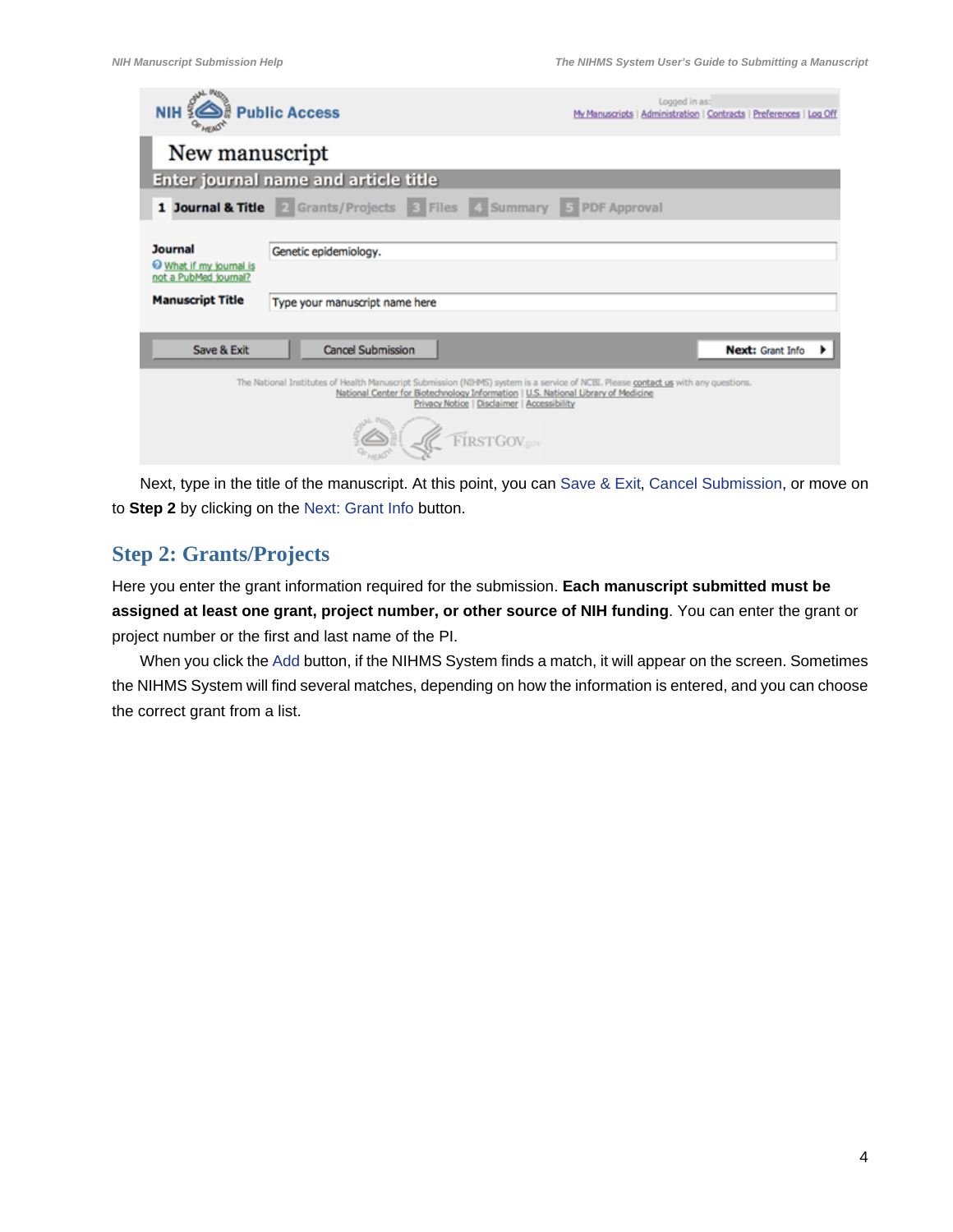Next, type in the title of the manuscript. At this point, you can Save & Exit, Cancel Submission, or move on to **Step 2** by clicking on the Next: Grant Info button.

## Step 2: Grants/Projects

Here you enter the grant information required for the submission. **Each manuscript submitted must be assigned at least one grant, project number, or other source of NIH funding**. You can enter the grant or project number or the first and last name of the PI.

When you click the Add button, if the NIHMS System finds a match, it will appear on the screen. Sometimes the NIHMS System will find several matches, depending on how the information is entered, and you can choose the correct grant from a list.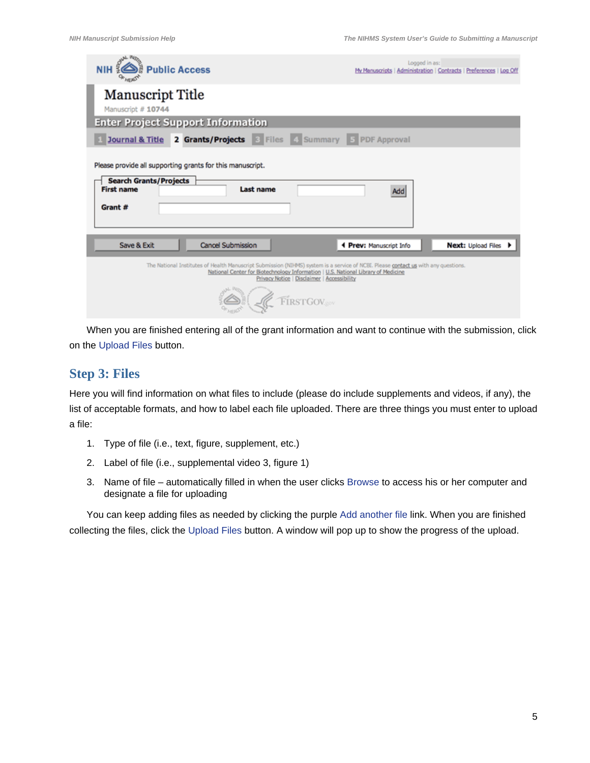When you are finished entering all of the grant information and want to continue with the submission, click on the Upload Files button.

## Step 3: Files

Here you will find information on what files to include (please do include supplements and videos, if any), the list of acceptable formats, and how to label each file uploaded. There are three things you must enter to upload a file:

1. Type of file (i.e., text, figure, supplement, etc.)
2. Label of file (i.e., supplemental video 3, figure 1)
3. Name of file – automatically filled in when the user clicks Browse to access his or her computer and designate a file for uploading

You can keep adding files as needed by clicking the purple Add another file link. When you are finished collecting the files, click the Upload Files button. A window will pop up to show the progress of the upload.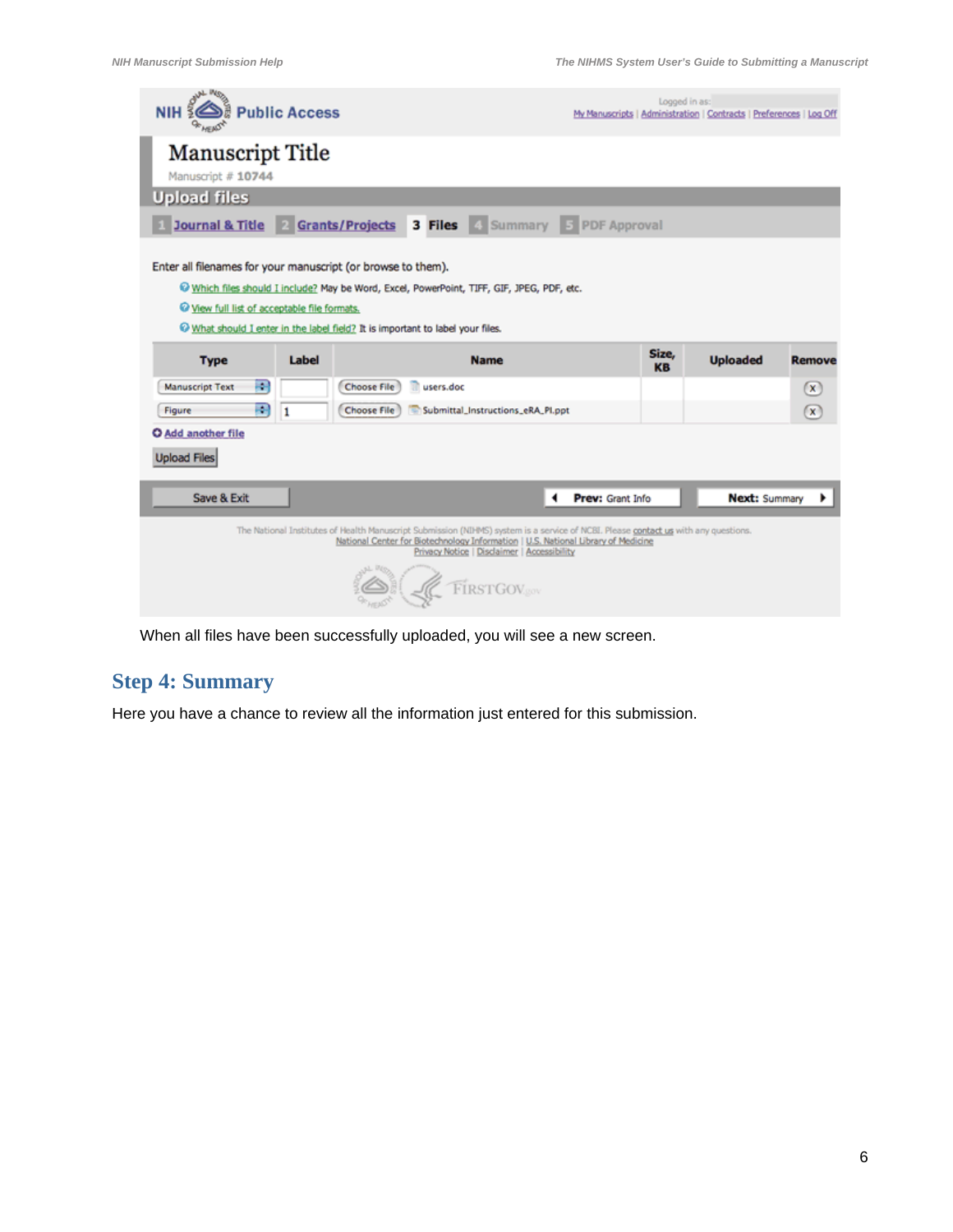NIH Public Access

Logged in as:
My Manuscripts | Administration | Contracts | Preferences | Log Off

# Manuscript Title

Manuscript # 10744

**Upload files**

1 Journal & Title | 2 Grants/Projects | 3 Files | 4 Summary | 5 PDF Approval

Enter all filenames for your manuscript (or browse to them).

- Which files should I include? May be Word, Excel, PowerPoint, TIFF, GIF, JPEG, PDF, etc.
- View full list of acceptable file formats.
- What should I enter in the label field? It is important to label your files.

| Type | Label | Name | Size, KB | Uploaded | Remove |
|---|---|---|---|---|---|
| Manuscript Text | | Choose File users.doc | | | x |
| Figure | 1 | Choose File Submittal_Instructions_eRA_PI.ppt | | | x |

Add another file

Upload Files

Save & Exit | Prev: Grant Info | Next: Summary

The National Institutes of Health Manuscript Submission (NIHMS) system is a service of NCBI. Please contact us with any questions.
National Center for Biotechnology Information | U.S. National Library of Medicine
Privacy Notice | Disclaimer | Accessibility

FIRSTGOV

When all files have been successfully uploaded, you will see a new screen.

## Step 4: Summary

Here you have a chance to review all the information just entered for this submission.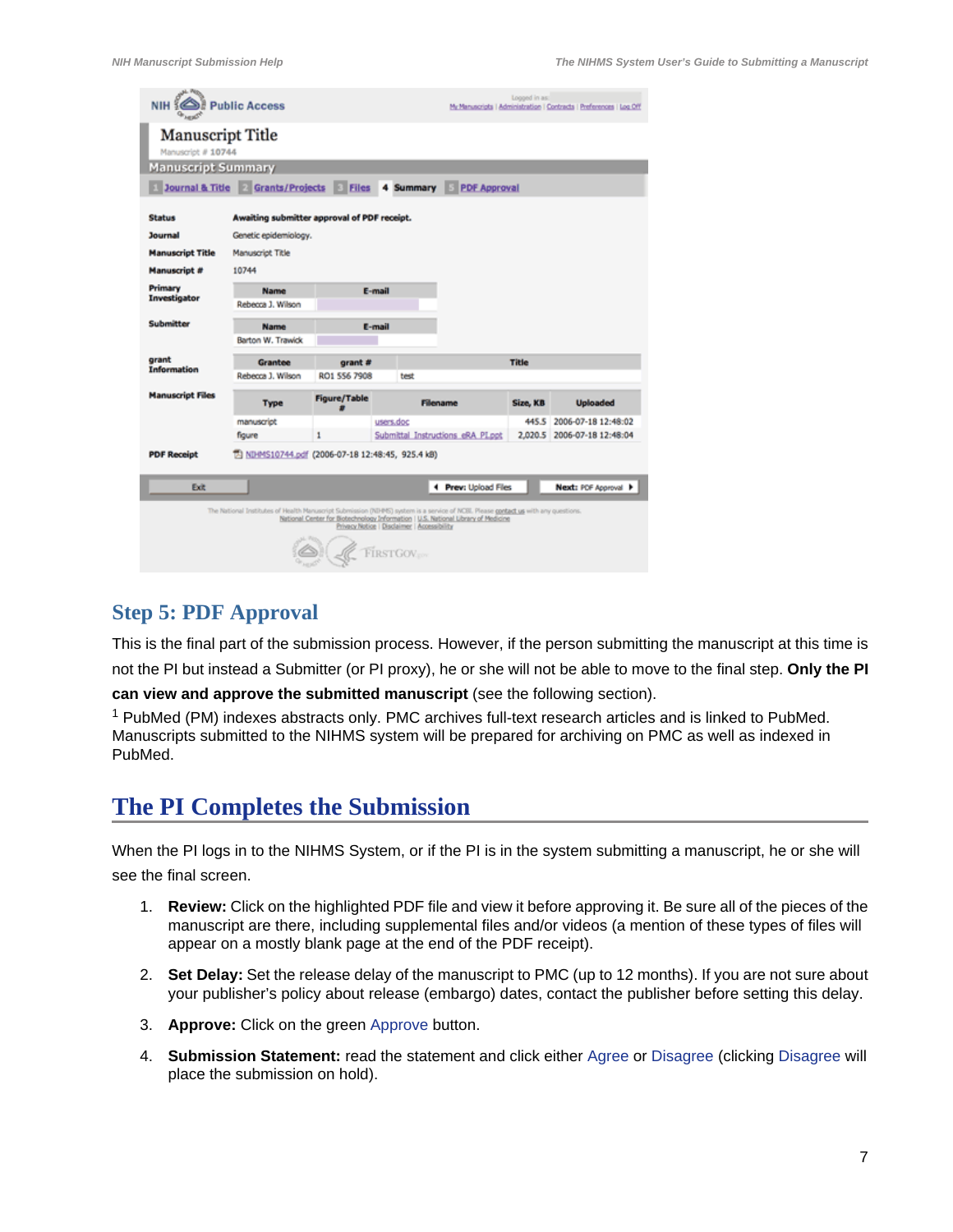## Step 5: PDF Approval

This is the final part of the submission process. However, if the person submitting the manuscript at this time is not the PI but instead a Submitter (or PI proxy), he or she will not be able to move to the final step. **Only the PI can view and approve the submitted manuscript** (see the following section).

[1] PubMed (PM) indexes abstracts only. PMC archives full-text research articles and is linked to PubMed. Manuscripts submitted to the NIHMS system will be prepared for archiving on PMC as well as indexed in PubMed.

# The PI Completes the Submission

When the PI logs in to the NIHMS System, or if the PI is in the system submitting a manuscript, he or she will see the final screen.

1. **Review:** Click on the highlighted PDF file and view it before approving it. Be sure all of the pieces of the manuscript are there, including supplemental files and/or videos (a mention of these types of files will appear on a mostly blank page at the end of the PDF receipt).
2. **Set Delay:** Set the release delay of the manuscript to PMC (up to 12 months). If you are not sure about your publisher's policy about release (embargo) dates, contact the publisher before setting this delay.
3. **Approve:** Click on the green Approve button.
4. **Submission Statement:** read the statement and click either Agree or Disagree (clicking Disagree will place the submission on hold).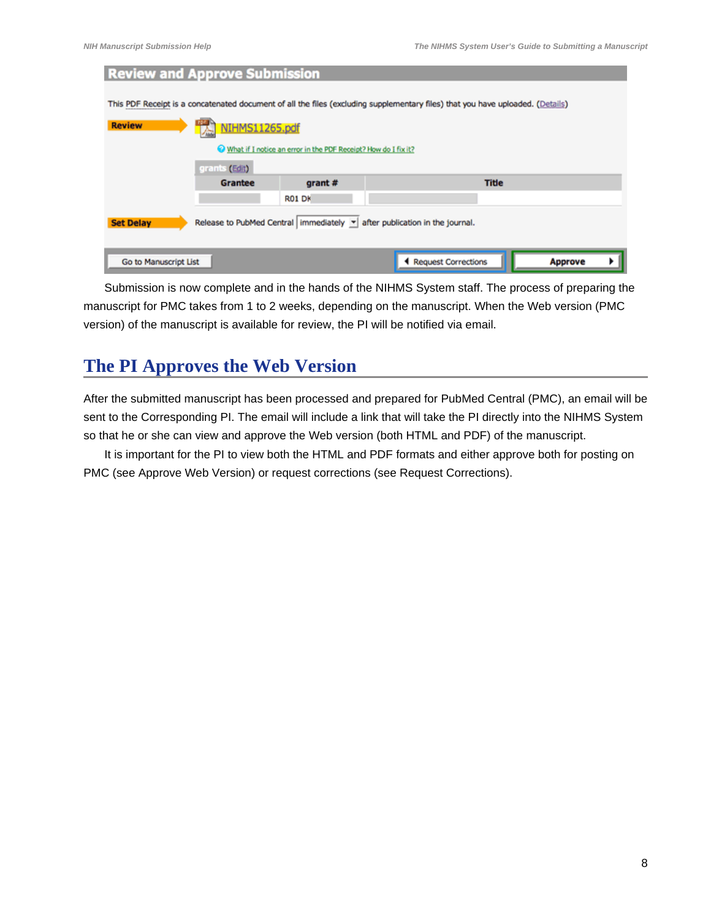Submission is now complete and in the hands of the NIHMS System staff. The process of preparing the manuscript for PMC takes from 1 to 2 weeks, depending on the manuscript. When the Web version (PMC version) of the manuscript is available for review, the PI will be notified via email.

## The PI Approves the Web Version

After the submitted manuscript has been processed and prepared for PubMed Central (PMC), an email will be sent to the Corresponding PI. The email will include a link that will take the PI directly into the NIHMS System so that he or she can view and approve the Web version (both HTML and PDF) of the manuscript.

It is important for the PI to view both the HTML and PDF formats and either approve both for posting on PMC (see Approve Web Version) or request corrections (see Request Corrections).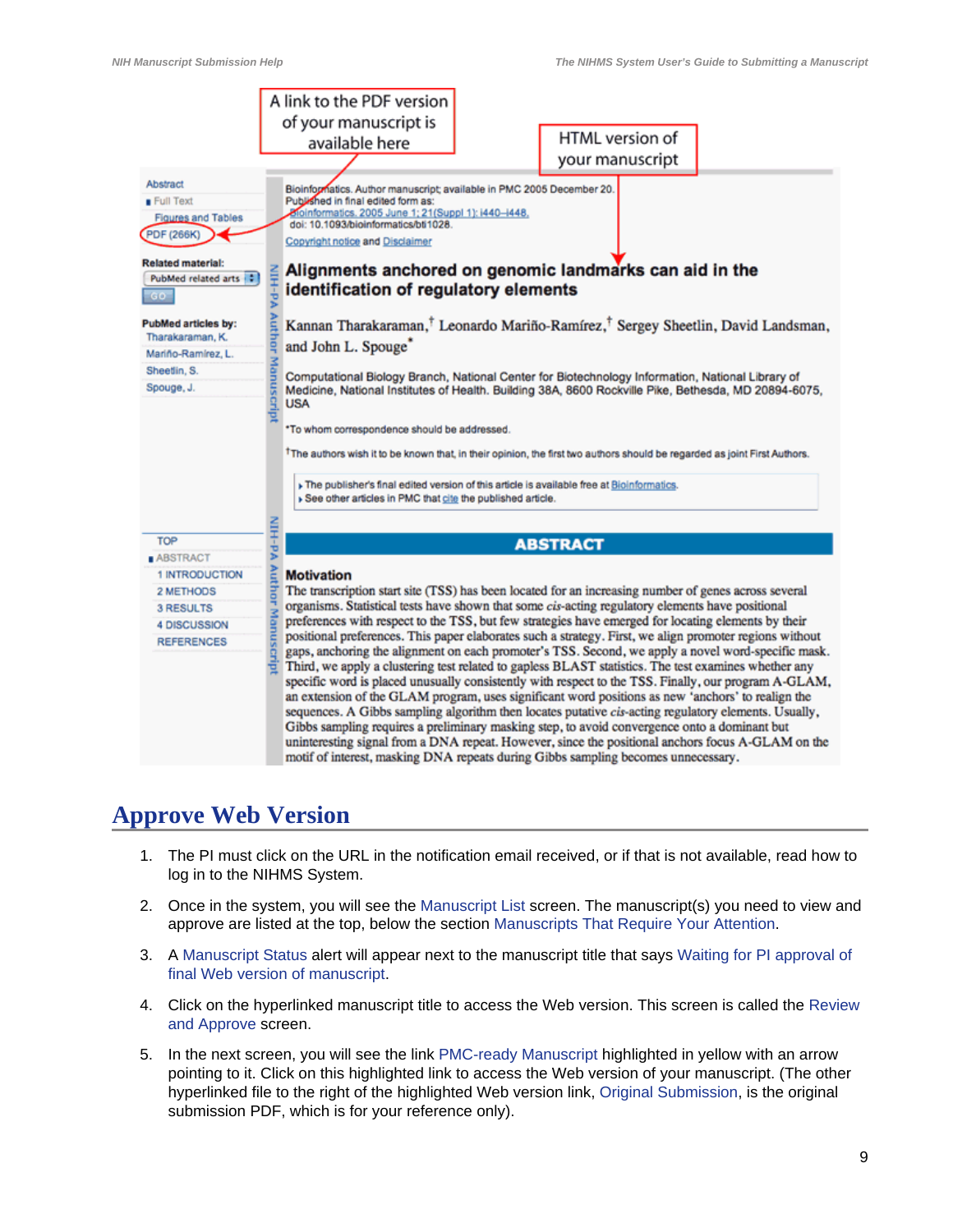## Approve Web Version

1. The PI must click on the URL in the notification email received, or if that is not available, read how to log in to the NIHMS System.

2. Once in the system, you will see the Manuscript List screen. The manuscript(s) you need to view and approve are listed at the top, below the section Manuscripts That Require Your Attention.

3. A Manuscript Status alert will appear next to the manuscript title that says Waiting for PI approval of final Web version of manuscript.

4. Click on the hyperlinked manuscript title to access the Web version. This screen is called the Review and Approve screen.

5. In the next screen, you will see the link PMC-ready Manuscript highlighted in yellow with an arrow pointing to it. Click on this highlighted link to access the Web version of your manuscript. (The other hyperlinked file to the right of the highlighted Web version link, Original Submission, is the original submission PDF, which is for your reference only).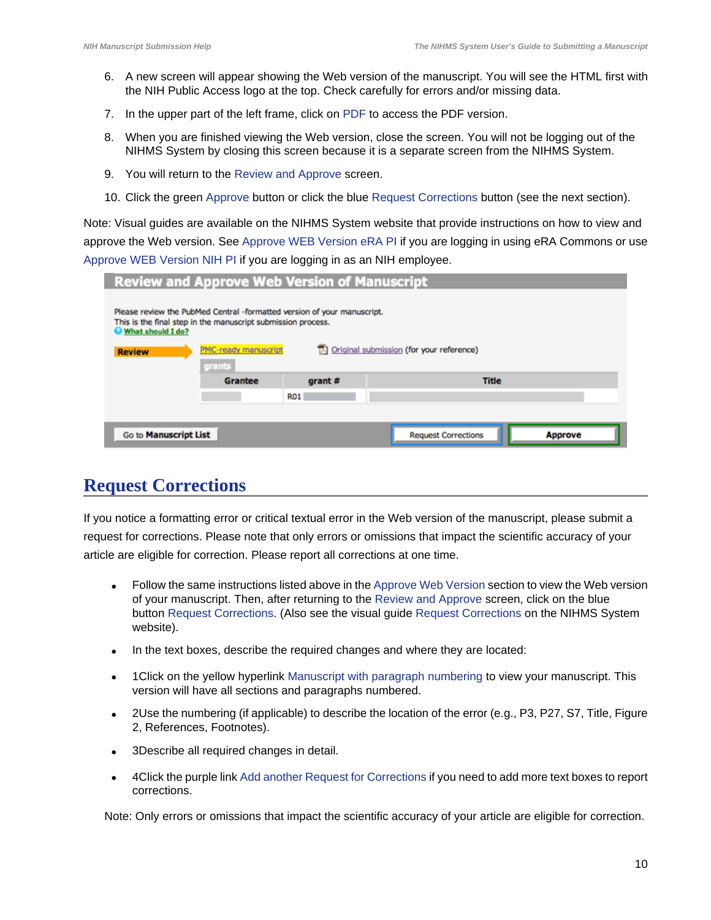6. A new screen will appear showing the Web version of the manuscript. You will see the HTML first with the NIH Public Access logo at the top. Check carefully for errors and/or missing data.
7. In the upper part of the left frame, click on PDF to access the PDF version.
8. When you are finished viewing the Web version, close the screen. You will not be logging out of the NIHMS System by closing this screen because it is a separate screen from the NIHMS System.
9. You will return to the Review and Approve screen.
10. Click the green Approve button or click the blue Request Corrections button (see the next section).

Note: Visual guides are available on the NIHMS System website that provide instructions on how to view and approve the Web version. See Approve WEB Version eRA PI if you are logging in using eRA Commons or use Approve WEB Version NIH PI if you are logging in as an NIH employee.

## Request Corrections

If you notice a formatting error or critical textual error in the Web version of the manuscript, please submit a request for corrections. Please note that only errors or omissions that impact the scientific accuracy of your article are eligible for correction. Please report all corrections at one time.

- Follow the same instructions listed above in the Approve Web Version section to view the Web version of your manuscript. Then, after returning to the Review and Approve screen, click on the blue button Request Corrections. (Also see the visual guide Request Corrections on the NIHMS System website).
- In the text boxes, describe the required changes and where they are located:
- 1Click on the yellow hyperlink Manuscript with paragraph numbering to view your manuscript. This version will have all sections and paragraphs numbered.
- 2Use the numbering (if applicable) to describe the location of the error (e.g., P3, P27, S7, Title, Figure 2, References, Footnotes).
- 3Describe all required changes in detail.
- 4Click the purple link Add another Request for Corrections if you need to add more text boxes to report corrections.

Note: Only errors or omissions that impact the scientific accuracy of your article are eligible for correction.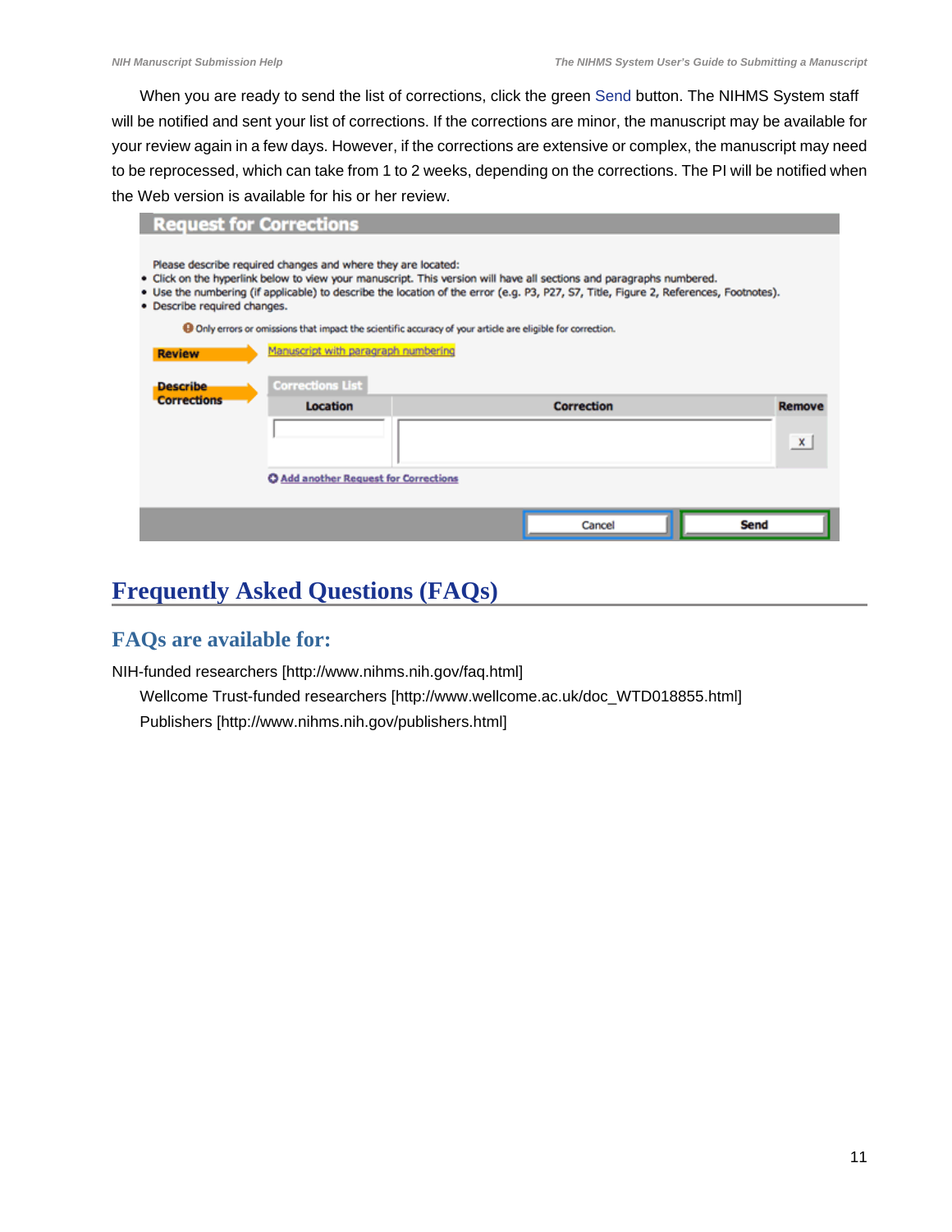When you are ready to send the list of corrections, click the green Send button. The NIHMS System staff will be notified and sent your list of corrections. If the corrections are minor, the manuscript may be available for your review again in a few days. However, if the corrections are extensive or complex, the manuscript may need to be reprocessed, which can take from 1 to 2 weeks, depending on the corrections. The PI will be notified when the Web version is available for his or her review.

**Request for Corrections**

Please describe required changes and where they are located:

- Click on the hyperlink below to view your manuscript. This version will have all sections and paragraphs numbered.
- Use the numbering (if applicable) to describe the location of the error (e.g. P3, P27, S7, Title, Figure 2, References, Footnotes).
- Describe required changes.

Only errors or omissions that impact the scientific accuracy of your article are eligible for correction.

**Review** — Manuscript with paragraph numbering

**Describe Corrections** — Corrections List

| Location | Correction | Remove |
| --- | --- | --- |
| | | x |

Add another Request for Corrections

Cancel | Send

# Frequently Asked Questions (FAQs)

## FAQs are available for:

NIH-funded researchers [http://www.nihms.nih.gov/faq.html]

Wellcome Trust-funded researchers [http://www.wellcome.ac.uk/doc_WTD018855.html]

Publishers [http://www.nihms.nih.gov/publishers.html]